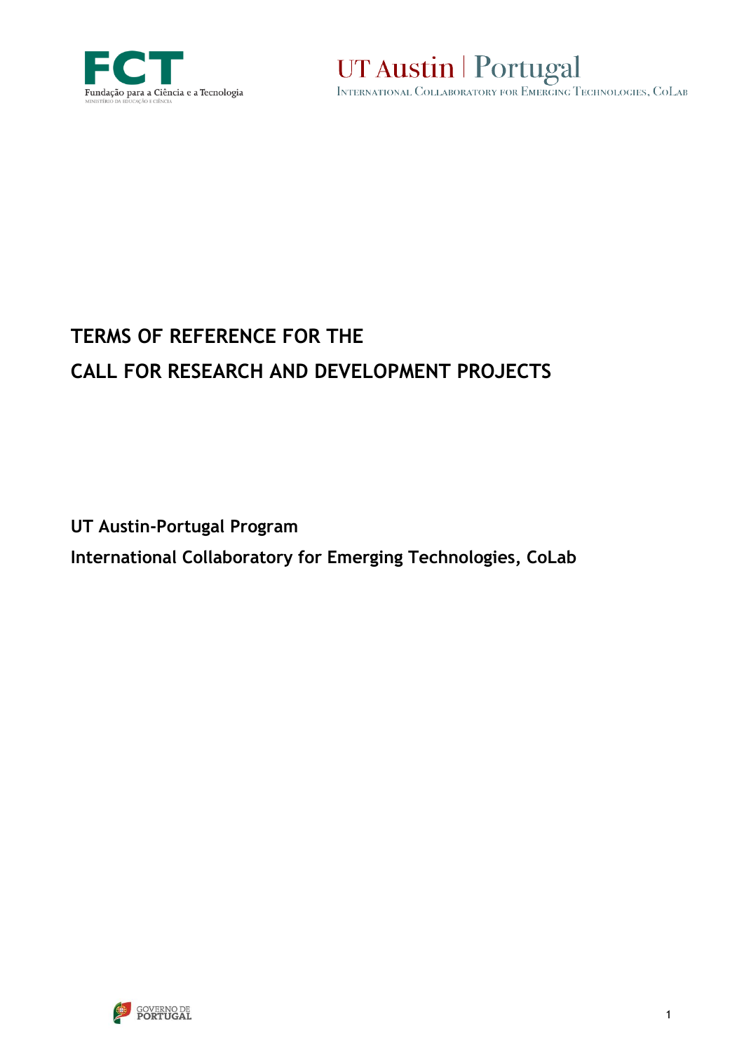# TERMS OF REFERENCE FOR THE CALL FOR RESEARCH AND DEVELOPMENT PROJECTS

**UT Austin-Portugal Program**

**International Collaboratory for Emerging Technologies, CoLab**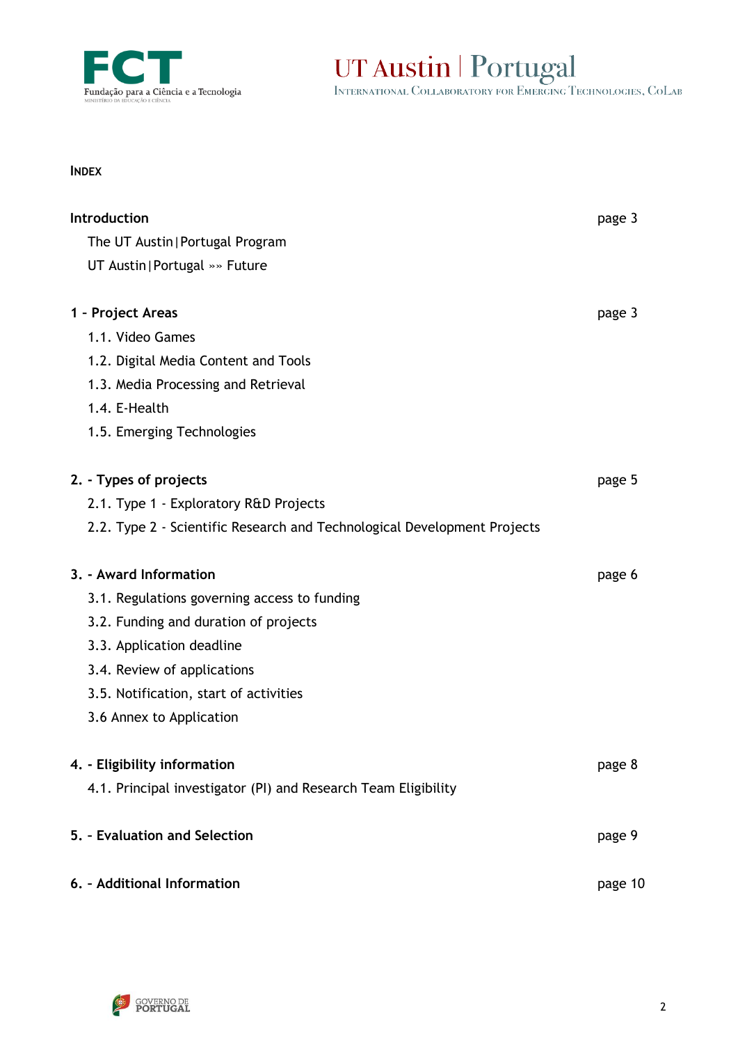## INDEX

| | |
|---|---|
| **Introduction** | page 3 |
| The UT Austin\|Portugal Program | |
| UT Austin\|Portugal »» Future | |
| **1 - Project Areas** | page 3 |
| 1.1. Video Games | |
| 1.2. Digital Media Content and Tools | |
| 1.3. Media Processing and Retrieval | |
| 1.4. E-Health | |
| 1.5. Emerging Technologies | |
| **2. - Types of projects** | page 5 |
| 2.1. Type 1 - Exploratory R&D Projects | |
| 2.2. Type 2 - Scientific Research and Technological Development Projects | |
| **3. - Award Information** | page 6 |
| 3.1. Regulations governing access to funding | |
| 3.2. Funding and duration of projects | |
| 3.3. Application deadline | |
| 3.4. Review of applications | |
| 3.5. Notification, start of activities | |
| 3.6 Annex to Application | |
| **4. - Eligibility information** | page 8 |
| 4.1. Principal investigator (PI) and Research Team Eligibility | |
| **5. - Evaluation and Selection** | page 9 |
| **6. - Additional Information** | page 10 |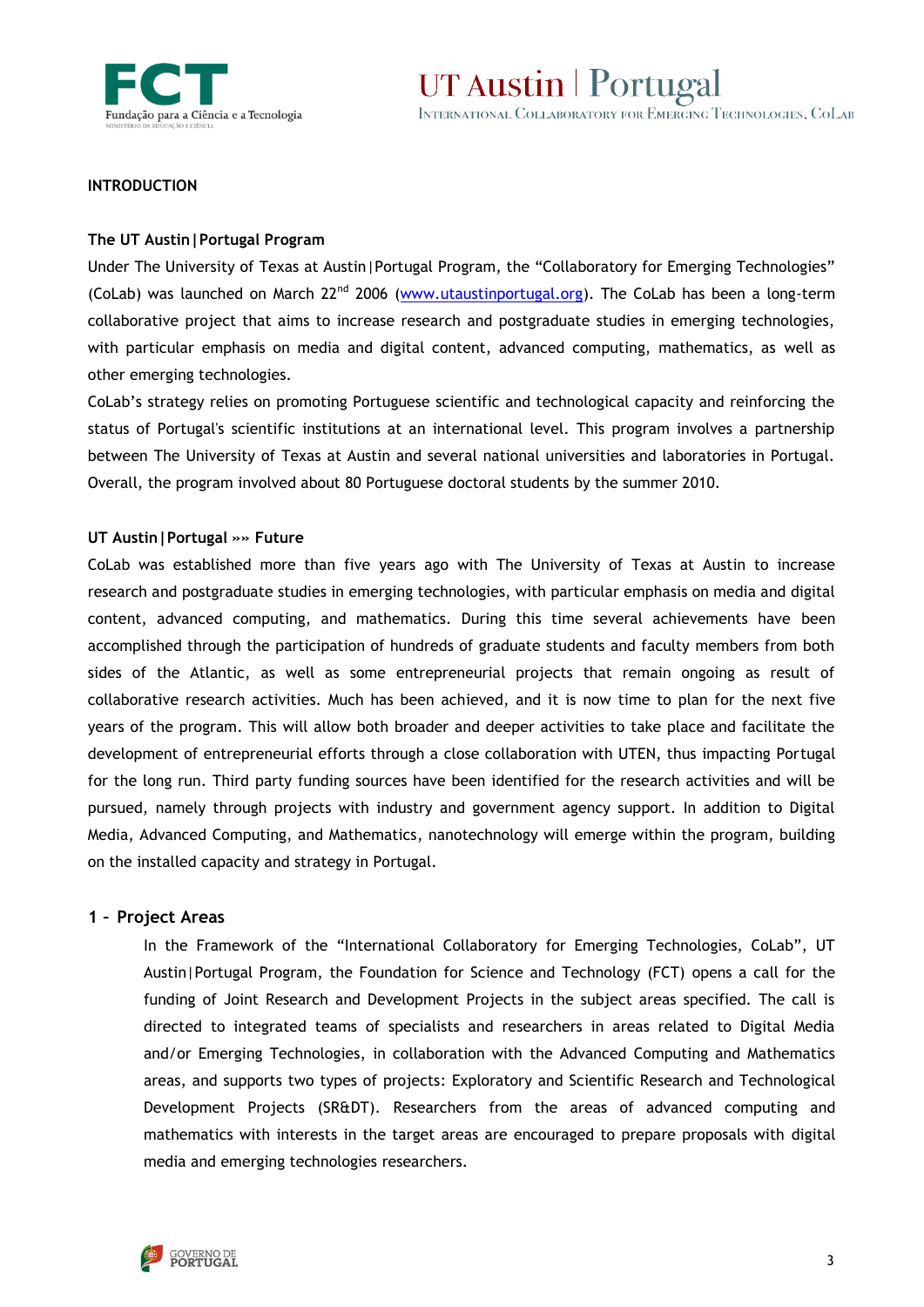**INTRODUCTION**

**The UT Austin|Portugal Program**

Under The University of Texas at Austin|Portugal Program, the "Collaboratory for Emerging Technologies" (CoLab) was launched on March 22nd 2006 (www.utaustinportugal.org). The CoLab has been a long-term collaborative project that aims to increase research and postgraduate studies in emerging technologies, with particular emphasis on media and digital content, advanced computing, mathematics, as well as other emerging technologies.

CoLab's strategy relies on promoting Portuguese scientific and technological capacity and reinforcing the status of Portugal's scientific institutions at an international level. This program involves a partnership between The University of Texas at Austin and several national universities and laboratories in Portugal. Overall, the program involved about 80 Portuguese doctoral students by the summer 2010.

**UT Austin|Portugal »» Future**

CoLab was established more than five years ago with The University of Texas at Austin to increase research and postgraduate studies in emerging technologies, with particular emphasis on media and digital content, advanced computing, and mathematics. During this time several achievements have been accomplished through the participation of hundreds of graduate students and faculty members from both sides of the Atlantic, as well as some entrepreneurial projects that remain ongoing as result of collaborative research activities. Much has been achieved, and it is now time to plan for the next five years of the program. This will allow both broader and deeper activities to take place and facilitate the development of entrepreneurial efforts through a close collaboration with UTEN, thus impacting Portugal for the long run. Third party funding sources have been identified for the research activities and will be pursued, namely through projects with industry and government agency support. In addition to Digital Media, Advanced Computing, and Mathematics, nanotechnology will emerge within the program, building on the installed capacity and strategy in Portugal.

## 1 – Project Areas

In the Framework of the "International Collaboratory for Emerging Technologies, CoLab", UT Austin|Portugal Program, the Foundation for Science and Technology (FCT) opens a call for the funding of Joint Research and Development Projects in the subject areas specified. The call is directed to integrated teams of specialists and researchers in areas related to Digital Media and/or Emerging Technologies, in collaboration with the Advanced Computing and Mathematics areas, and supports two types of projects: Exploratory and Scientific Research and Technological Development Projects (SR&DT). Researchers from the areas of advanced computing and mathematics with interests in the target areas are encouraged to prepare proposals with digital media and emerging technologies researchers.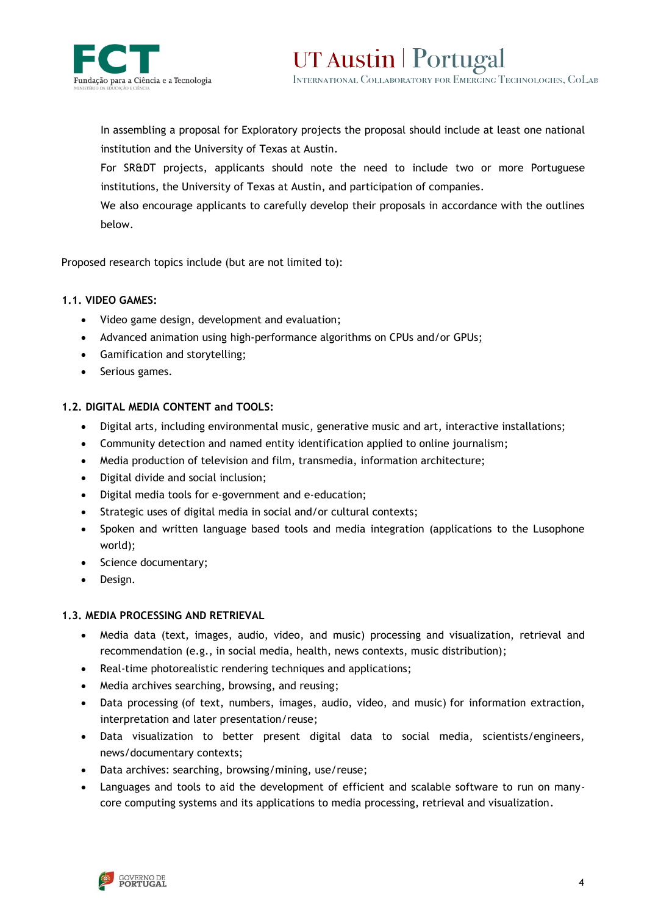In assembling a proposal for Exploratory projects the proposal should include at least one national institution and the University of Texas at Austin.

For SR&DT projects, applicants should note the need to include two or more Portuguese institutions, the University of Texas at Austin, and participation of companies.

We also encourage applicants to carefully develop their proposals in accordance with the outlines below.

Proposed research topics include (but are not limited to):

**1.1. VIDEO GAMES:**

- Video game design, development and evaluation;
- Advanced animation using high-performance algorithms on CPUs and/or GPUs;
- Gamification and storytelling;
- Serious games.

**1.2. DIGITAL MEDIA CONTENT and TOOLS:**

- Digital arts, including environmental music, generative music and art, interactive installations;
- Community detection and named entity identification applied to online journalism;
- Media production of television and film, transmedia, information architecture;
- Digital divide and social inclusion;
- Digital media tools for e-government and e-education;
- Strategic uses of digital media in social and/or cultural contexts;
- Spoken and written language based tools and media integration (applications to the Lusophone world);
- Science documentary;
- Design.

**1.3. MEDIA PROCESSING AND RETRIEVAL**

- Media data (text, images, audio, video, and music) processing and visualization, retrieval and recommendation (e.g., in social media, health, news contexts, music distribution);
- Real-time photorealistic rendering techniques and applications;
- Media archives searching, browsing, and reusing;
- Data processing (of text, numbers, images, audio, video, and music) for information extraction, interpretation and later presentation/reuse;
- Data visualization to better present digital data to social media, scientists/engineers, news/documentary contexts;
- Data archives: searching, browsing/mining, use/reuse;
- Languages and tools to aid the development of efficient and scalable software to run on many-core computing systems and its applications to media processing, retrieval and visualization.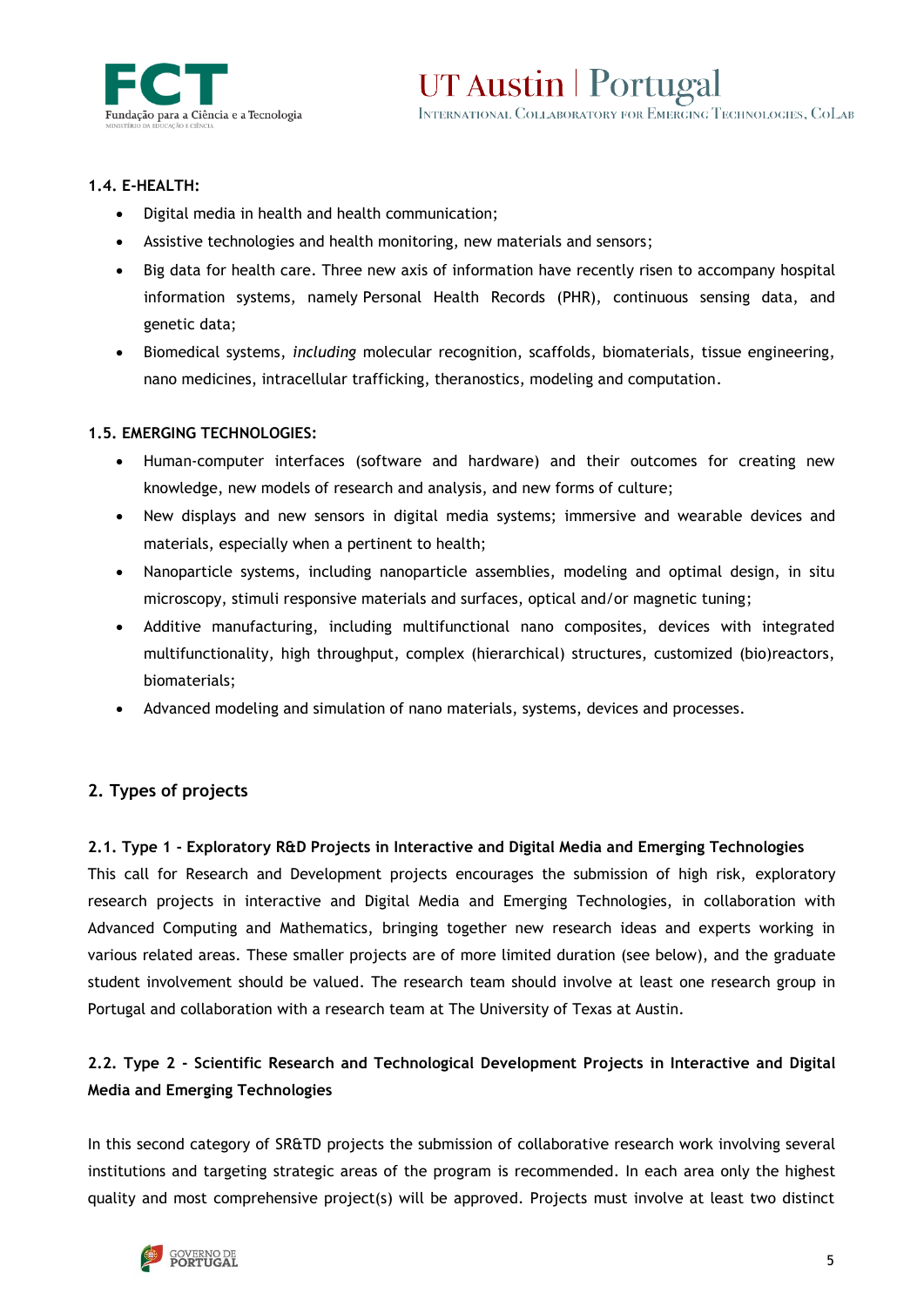**1.4. E-HEALTH:**

- Digital media in health and health communication;
- Assistive technologies and health monitoring, new materials and sensors;
- Big data for health care. Three new axis of information have recently risen to accompany hospital information systems, namely Personal Health Records (PHR), continuous sensing data, and genetic data;
- Biomedical systems, *including* molecular recognition, scaffolds, biomaterials, tissue engineering, nano medicines, intracellular trafficking, theranostics, modeling and computation.

**1.5. EMERGING TECHNOLOGIES:**

- Human-computer interfaces (software and hardware) and their outcomes for creating new knowledge, new models of research and analysis, and new forms of culture;
- New displays and new sensors in digital media systems; immersive and wearable devices and materials, especially when a pertinent to health;
- Nanoparticle systems, including nanoparticle assemblies, modeling and optimal design, in situ microscopy, stimuli responsive materials and surfaces, optical and/or magnetic tuning;
- Additive manufacturing, including multifunctional nano composites, devices with integrated multifunctionality, high throughput, complex (hierarchical) structures, customized (bio)reactors, biomaterials;
- Advanced modeling and simulation of nano materials, systems, devices and processes.

## 2. Types of projects

### 2.1. Type 1 - Exploratory R&D Projects in Interactive and Digital Media and Emerging Technologies

This call for Research and Development projects encourages the submission of high risk, exploratory research projects in interactive and Digital Media and Emerging Technologies, in collaboration with Advanced Computing and Mathematics, bringing together new research ideas and experts working in various related areas. These smaller projects are of more limited duration (see below), and the graduate student involvement should be valued. The research team should involve at least one research group in Portugal and collaboration with a research team at The University of Texas at Austin.

### 2.2. Type 2 - Scientific Research and Technological Development Projects in Interactive and Digital Media and Emerging Technologies

In this second category of SR&TD projects the submission of collaborative research work involving several institutions and targeting strategic areas of the program is recommended. In each area only the highest quality and most comprehensive project(s) will be approved. Projects must involve at least two distinct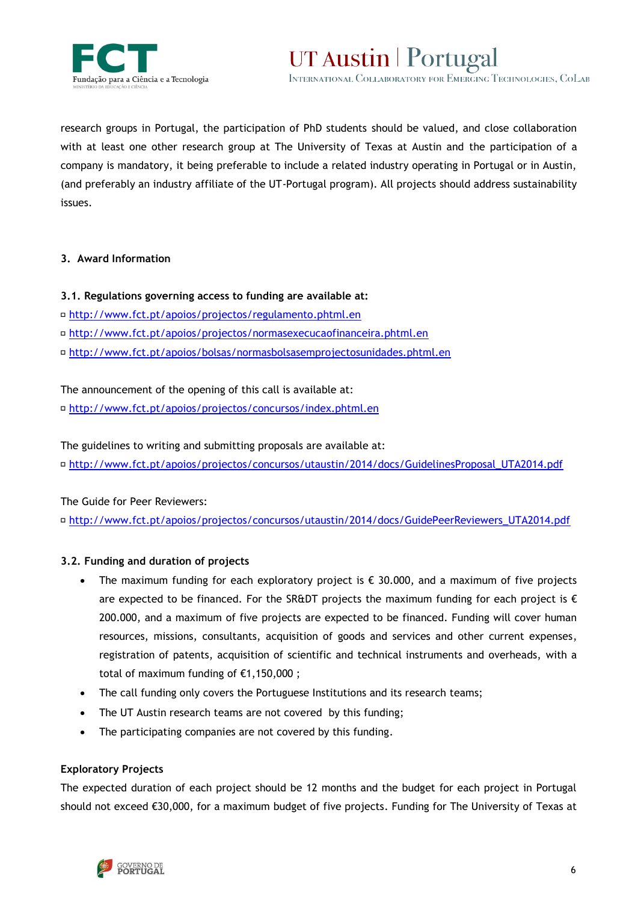research groups in Portugal, the participation of PhD students should be valued, and close collaboration with at least one other research group at The University of Texas at Austin and the participation of a company is mandatory, it being preferable to include a related industry operating in Portugal or in Austin, (and preferably an industry affiliate of the UT-Portugal program). All projects should address sustainability issues.

### 3. Award Information

**3.1. Regulations governing access to funding are available at:**

- http://www.fct.pt/apoios/projectos/regulamento.phtml.en
- http://www.fct.pt/apoios/projectos/normasexecucaofinanceira.phtml.en
- http://www.fct.pt/apoios/bolsas/normasbolsasemprojectosunidades.phtml.en

The announcement of the opening of this call is available at:

- http://www.fct.pt/apoios/projectos/concursos/index.phtml.en

The guidelines to writing and submitting proposals are available at:

- http://www.fct.pt/apoios/projectos/concursos/utaustin/2014/docs/GuidelinesProposal_UTA2014.pdf

The Guide for Peer Reviewers:

- http://www.fct.pt/apoios/projectos/concursos/utaustin/2014/docs/GuidePeerReviewers_UTA2014.pdf

**3.2. Funding and duration of projects**

- The maximum funding for each exploratory project is € 30.000, and a maximum of five projects are expected to be financed. For the SR&DT projects the maximum funding for each project is € 200.000, and a maximum of five projects are expected to be financed. Funding will cover human resources, missions, consultants, acquisition of goods and services and other current expenses, registration of patents, acquisition of scientific and technical instruments and overheads, with a total of maximum funding of €1,150,000 ;
- The call funding only covers the Portuguese Institutions and its research teams;
- The UT Austin research teams are not covered by this funding;
- The participating companies are not covered by this funding.

**Exploratory Projects**

The expected duration of each project should be 12 months and the budget for each project in Portugal should not exceed €30,000, for a maximum budget of five projects. Funding for The University of Texas at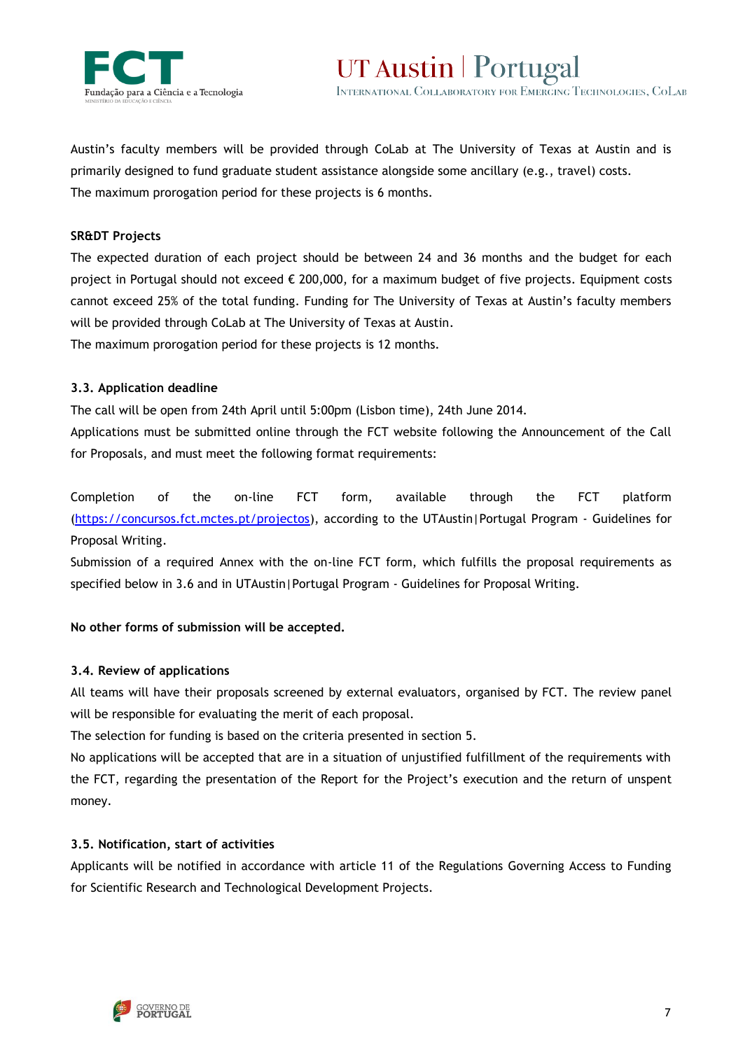Austin's faculty members will be provided through CoLab at The University of Texas at Austin and is primarily designed to fund graduate student assistance alongside some ancillary (e.g., travel) costs.
The maximum prorogation period for these projects is 6 months.

**SR&DT Projects**

The expected duration of each project should be between 24 and 36 months and the budget for each project in Portugal should not exceed € 200,000, for a maximum budget of five projects. Equipment costs cannot exceed 25% of the total funding. Funding for The University of Texas at Austin's faculty members will be provided through CoLab at The University of Texas at Austin.
The maximum prorogation period for these projects is 12 months.

### 3.3. Application deadline

The call will be open from 24th April until 5:00pm (Lisbon time), 24th June 2014.
Applications must be submitted online through the FCT website following the Announcement of the Call for Proposals, and must meet the following format requirements:

Completion of the on-line FCT form, available through the FCT platform (https://concursos.fct.mctes.pt/projectos), according to the UTAustin|Portugal Program - Guidelines for Proposal Writing.
Submission of a required Annex with the on-line FCT form, which fulfills the proposal requirements as specified below in 3.6 and in UTAustin|Portugal Program - Guidelines for Proposal Writing.

**No other forms of submission will be accepted.**

### 3.4. Review of applications

All teams will have their proposals screened by external evaluators, organised by FCT. The review panel will be responsible for evaluating the merit of each proposal.
The selection for funding is based on the criteria presented in section 5.
No applications will be accepted that are in a situation of unjustified fulfillment of the requirements with the FCT, regarding the presentation of the Report for the Project's execution and the return of unspent money.

### 3.5. Notification, start of activities

Applicants will be notified in accordance with article 11 of the Regulations Governing Access to Funding for Scientific Research and Technological Development Projects.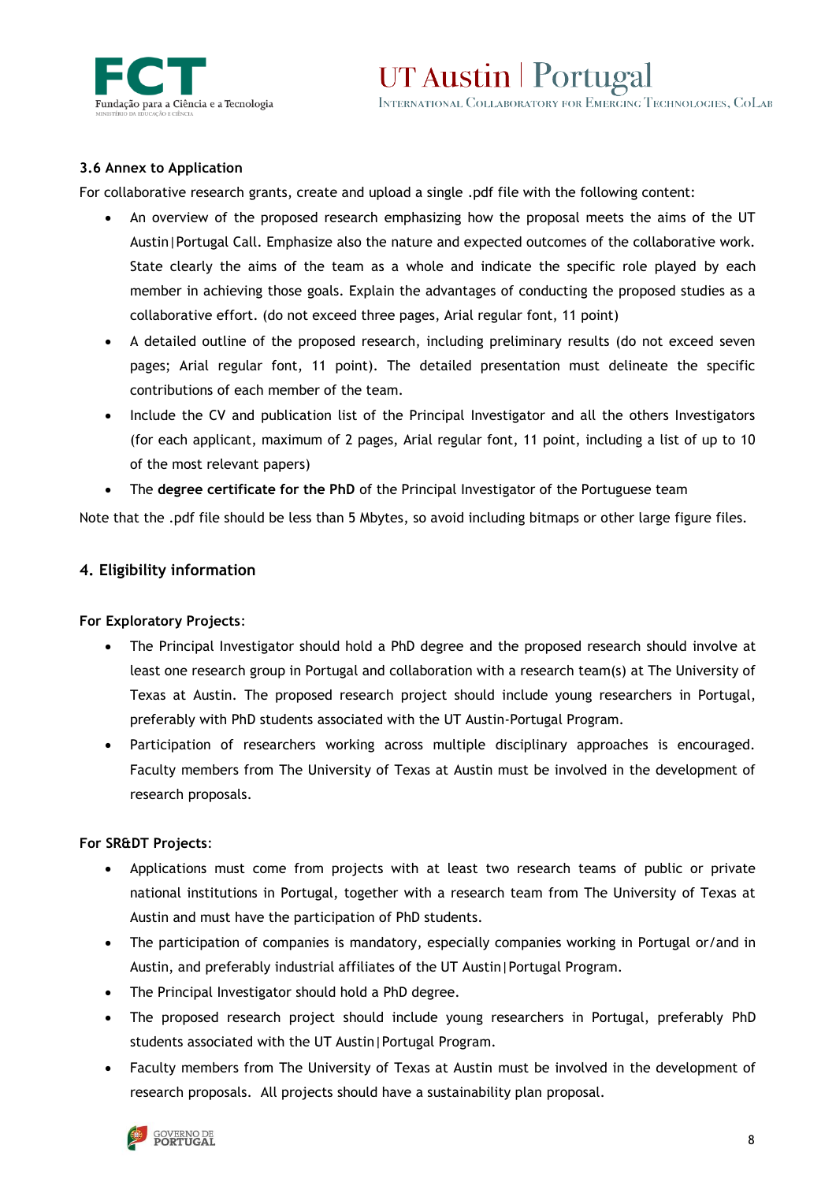### 3.6 Annex to Application

For collaborative research grants, create and upload a single .pdf file with the following content:

- An overview of the proposed research emphasizing how the proposal meets the aims of the UT Austin|Portugal Call. Emphasize also the nature and expected outcomes of the collaborative work. State clearly the aims of the team as a whole and indicate the specific role played by each member in achieving those goals. Explain the advantages of conducting the proposed studies as a collaborative effort. (do not exceed three pages, Arial regular font, 11 point)
- A detailed outline of the proposed research, including preliminary results (do not exceed seven pages; Arial regular font, 11 point). The detailed presentation must delineate the specific contributions of each member of the team.
- Include the CV and publication list of the Principal Investigator and all the others Investigators (for each applicant, maximum of 2 pages, Arial regular font, 11 point, including a list of up to 10 of the most relevant papers)
- The **degree certificate for the PhD** of the Principal Investigator of the Portuguese team

Note that the .pdf file should be less than 5 Mbytes, so avoid including bitmaps or other large figure files.

## 4. Eligibility information

**For Exploratory Projects**:

- The Principal Investigator should hold a PhD degree and the proposed research should involve at least one research group in Portugal and collaboration with a research team(s) at The University of Texas at Austin. The proposed research project should include young researchers in Portugal, preferably with PhD students associated with the UT Austin-Portugal Program.
- Participation of researchers working across multiple disciplinary approaches is encouraged. Faculty members from The University of Texas at Austin must be involved in the development of research proposals.

**For SR&DT Projects**:

- Applications must come from projects with at least two research teams of public or private national institutions in Portugal, together with a research team from The University of Texas at Austin and must have the participation of PhD students.
- The participation of companies is mandatory, especially companies working in Portugal or/and in Austin, and preferably industrial affiliates of the UT Austin|Portugal Program.
- The Principal Investigator should hold a PhD degree.
- The proposed research project should include young researchers in Portugal, preferably PhD students associated with the UT Austin|Portugal Program.
- Faculty members from The University of Texas at Austin must be involved in the development of research proposals. All projects should have a sustainability plan proposal.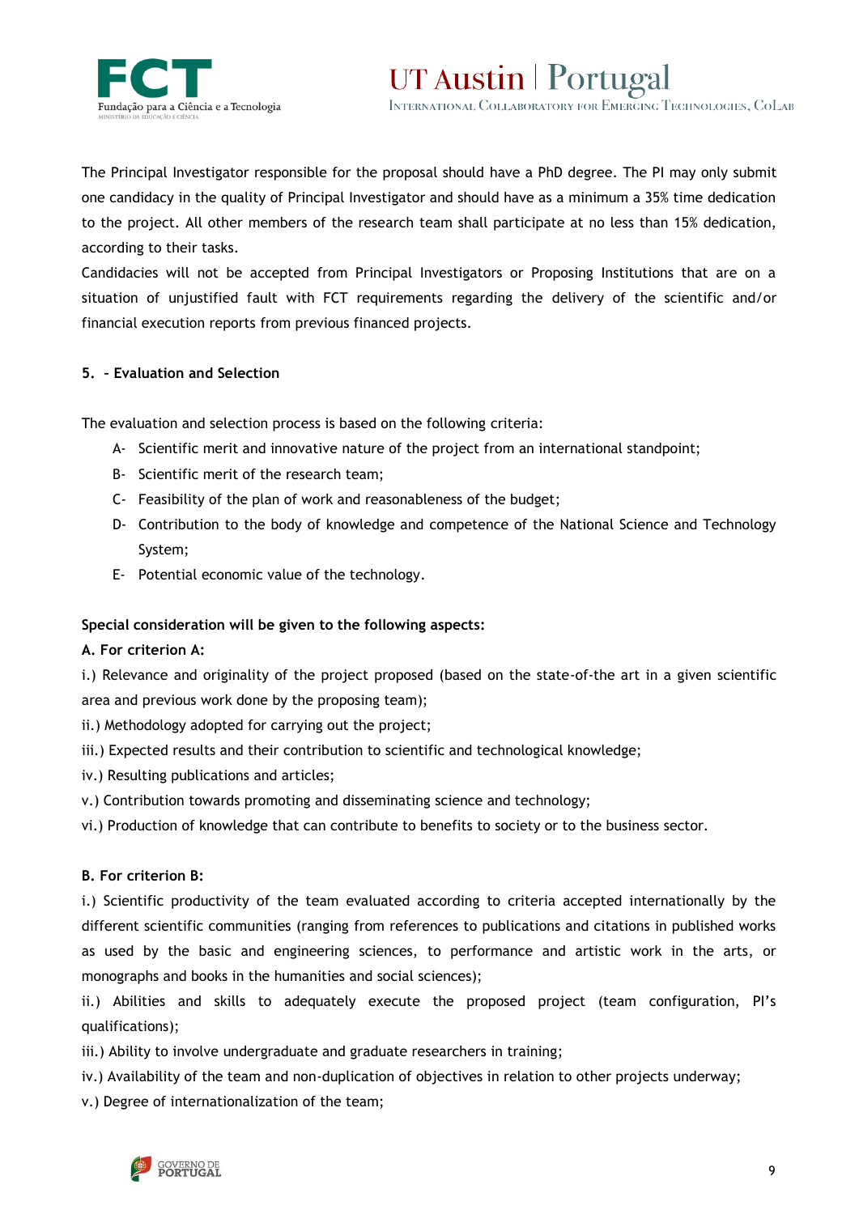The Principal Investigator responsible for the proposal should have a PhD degree. The PI may only submit one candidacy in the quality of Principal Investigator and should have as a minimum a 35% time dedication to the project. All other members of the research team shall participate at no less than 15% dedication, according to their tasks.
Candidacies will not be accepted from Principal Investigators or Proposing Institutions that are on a situation of unjustified fault with FCT requirements regarding the delivery of the scientific and/or financial execution reports from previous financed projects.

**5. – Evaluation and Selection**

The evaluation and selection process is based on the following criteria:

A- Scientific merit and innovative nature of the project from an international standpoint;
B- Scientific merit of the research team;
C- Feasibility of the plan of work and reasonableness of the budget;
D- Contribution to the body of knowledge and competence of the National Science and Technology System;
E- Potential economic value of the technology.

**Special consideration will be given to the following aspects:**

**A. For criterion A:**

i.) Relevance and originality of the project proposed (based on the state-of-the art in a given scientific area and previous work done by the proposing team);
ii.) Methodology adopted for carrying out the project;
iii.) Expected results and their contribution to scientific and technological knowledge;
iv.) Resulting publications and articles;
v.) Contribution towards promoting and disseminating science and technology;
vi.) Production of knowledge that can contribute to benefits to society or to the business sector.

**B. For criterion B:**

i.) Scientific productivity of the team evaluated according to criteria accepted internationally by the different scientific communities (ranging from references to publications and citations in published works as used by the basic and engineering sciences, to performance and artistic work in the arts, or monographs and books in the humanities and social sciences);
ii.) Abilities and skills to adequately execute the proposed project (team configuration, PI's qualifications);
iii.) Ability to involve undergraduate and graduate researchers in training;
iv.) Availability of the team and non-duplication of objectives in relation to other projects underway;
v.) Degree of internationalization of the team;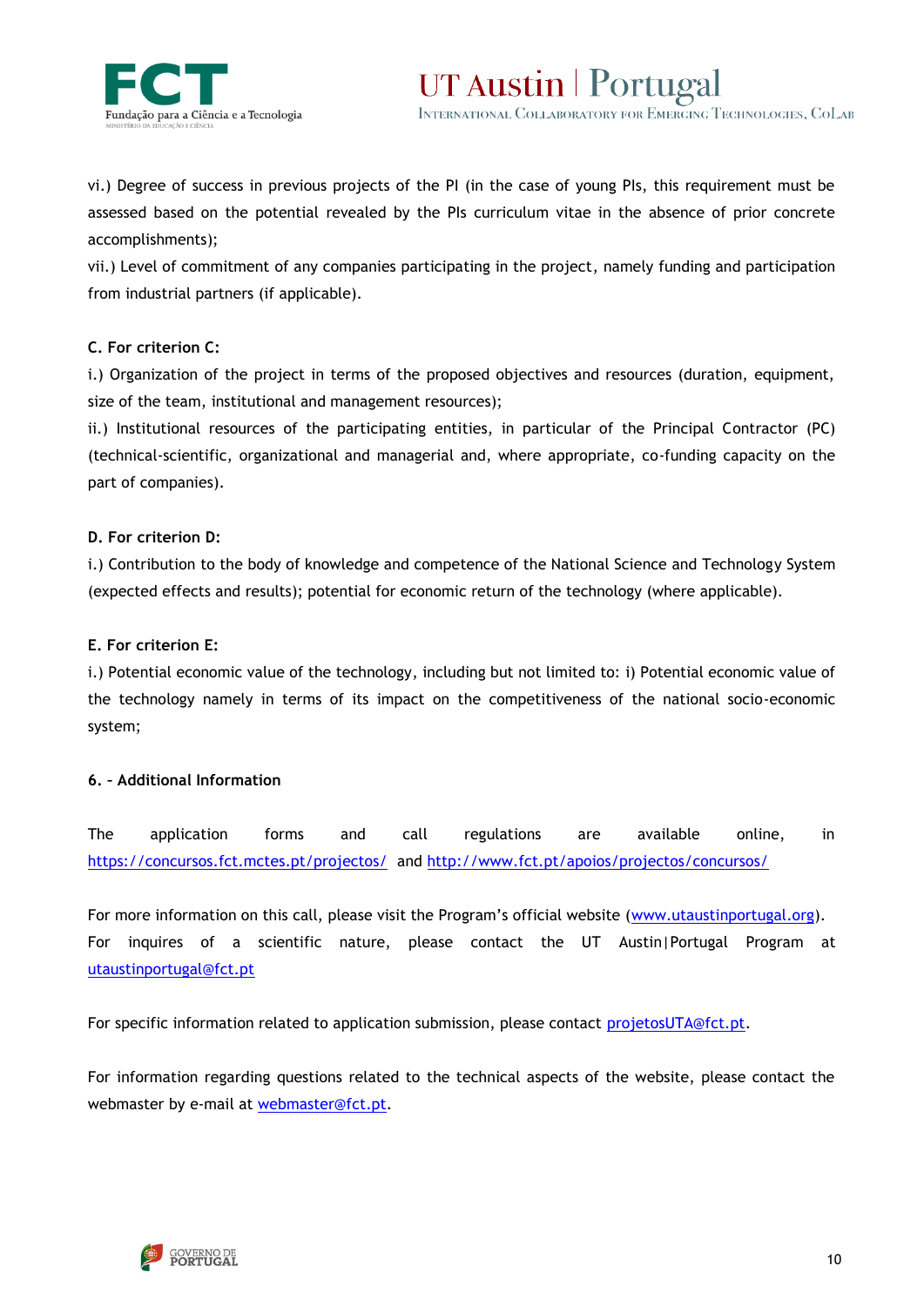vi.) Degree of success in previous projects of the PI (in the case of young PIs, this requirement must be assessed based on the potential revealed by the PIs curriculum vitae in the absence of prior concrete accomplishments);

vii.) Level of commitment of any companies participating in the project, namely funding and participation from industrial partners (if applicable).

**C. For criterion C:**

i.) Organization of the project in terms of the proposed objectives and resources (duration, equipment, size of the team, institutional and management resources);

ii.) Institutional resources of the participating entities, in particular of the Principal Contractor (PC) (technical-scientific, organizational and managerial and, where appropriate, co-funding capacity on the part of companies).

**D. For criterion D:**

i.) Contribution to the body of knowledge and competence of the National Science and Technology System (expected effects and results); potential for economic return of the technology (where applicable).

**E. For criterion E:**

i.) Potential economic value of the technology, including but not limited to: i) Potential economic value of the technology namely in terms of its impact on the competitiveness of the national socio-economic system;

**6. – Additional Information**

The application forms and call regulations are available online, in https://concursos.fct.mctes.pt/projectos/ and http://www.fct.pt/apoios/projectos/concursos/

For more information on this call, please visit the Program's official website (www.utaustinportugal.org). For inquires of a scientific nature, please contact the UT Austin|Portugal Program at utaustinportugal@fct.pt

For specific information related to application submission, please contact projetosUTA@fct.pt.

For information regarding questions related to the technical aspects of the website, please contact the webmaster by e-mail at webmaster@fct.pt.